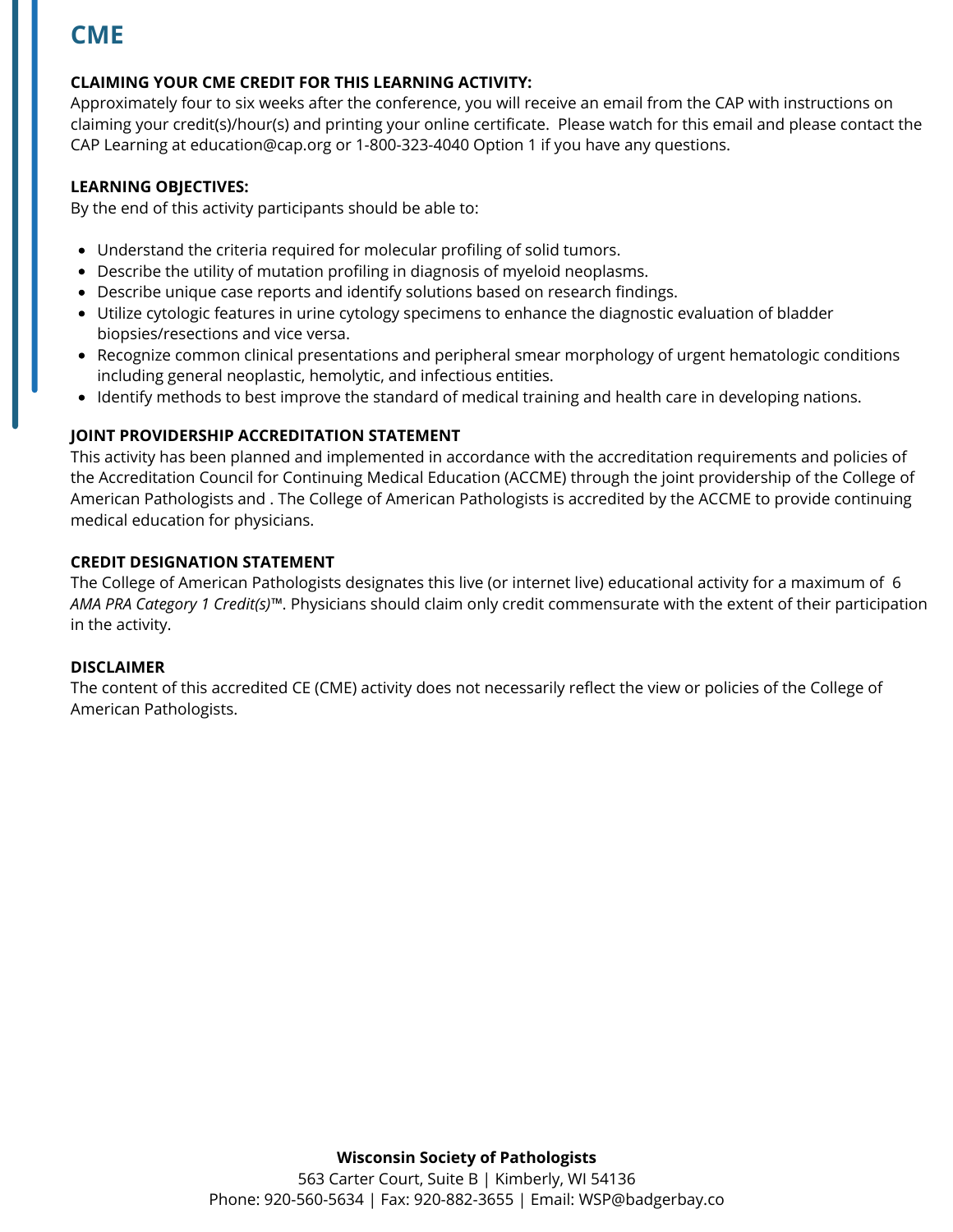# CME

**CLAIMING YOUR CME CREDIT FOR THIS LEARNING ACTIVITY:**

Approximately four to six weeks after the conference, you will receive an email from the CAP with instructions on claiming your credit(s)/hour(s) and printing your online certificate. Please watch for this email and please contact the CAP Learning at education@cap.org or 1-800-323-4040 Option 1 if you have any questions.

**LEARNING OBJECTIVES:**

By the end of this activity participants should be able to:

- Understand the criteria required for molecular profiling of solid tumors.
- Describe the utility of mutation profiling in diagnosis of myeloid neoplasms.
- Describe unique case reports and identify solutions based on research findings.
- Utilize cytologic features in urine cytology specimens to enhance the diagnostic evaluation of bladder biopsies/resections and vice versa.
- Recognize common clinical presentations and peripheral smear morphology of urgent hematologic conditions including general neoplastic, hemolytic, and infectious entities.
- Identify methods to best improve the standard of medical training and health care in developing nations.

**JOINT PROVIDERSHIP ACCREDITATION STATEMENT**

This activity has been planned and implemented in accordance with the accreditation requirements and policies of the Accreditation Council for Continuing Medical Education (ACCME) through the joint providership of the College of American Pathologists and . The College of American Pathologists is accredited by the ACCME to provide continuing medical education for physicians.

**CREDIT DESIGNATION STATEMENT**

The College of American Pathologists designates this live (or internet live) educational activity for a maximum of 6 *AMA PRA Category 1 Credit(s)*™. Physicians should claim only credit commensurate with the extent of their participation in the activity.

**DISCLAIMER**

The content of this accredited CE (CME) activity does not necessarily reflect the view or policies of the College of American Pathologists.

**Wisconsin Society of Pathologists**
563 Carter Court, Suite B | Kimberly, WI 54136
Phone: 920-560-5634 | Fax: 920-882-3655 | Email: WSP@badgerbay.co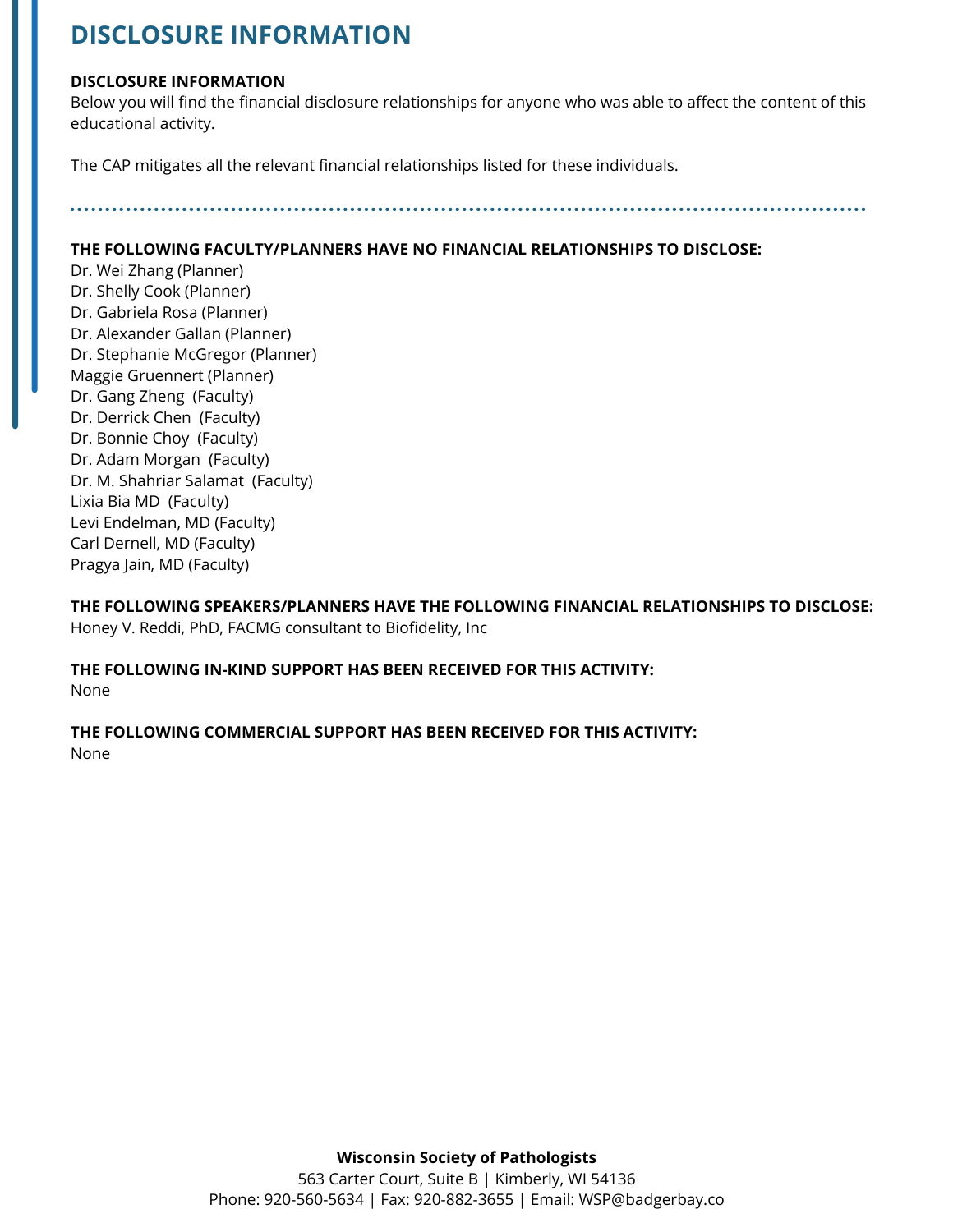# DISCLOSURE INFORMATION

**DISCLOSURE INFORMATION**

Below you will find the financial disclosure relationships for anyone who was able to affect the content of this educational activity.

The CAP mitigates all the relevant financial relationships listed for these individuals.

**THE FOLLOWING FACULTY/PLANNERS HAVE NO FINANCIAL RELATIONSHIPS TO DISCLOSE:**

Dr. Wei Zhang (Planner)  
Dr. Shelly Cook (Planner)  
Dr. Gabriela Rosa (Planner)  
Dr. Alexander Gallan (Planner)  
Dr. Stephanie McGregor (Planner)  
Maggie Gruennert (Planner)  
Dr. Gang Zheng (Faculty)  
Dr. Derrick Chen (Faculty)  
Dr. Bonnie Choy (Faculty)  
Dr. Adam Morgan (Faculty)  
Dr. M. Shahriar Salamat (Faculty)  
Lixia Bia MD (Faculty)  
Levi Endelman, MD (Faculty)  
Carl Dernell, MD (Faculty)  
Pragya Jain, MD (Faculty)

**THE FOLLOWING SPEAKERS/PLANNERS HAVE THE FOLLOWING FINANCIAL RELATIONSHIPS TO DISCLOSE:**

Honey V. Reddi, PhD, FACMG consultant to Biofidelity, Inc

**THE FOLLOWING IN-KIND SUPPORT HAS BEEN RECEIVED FOR THIS ACTIVITY:**

None

**THE FOLLOWING COMMERCIAL SUPPORT HAS BEEN RECEIVED FOR THIS ACTIVITY:**

None

**Wisconsin Society of Pathologists**  
563 Carter Court, Suite B | Kimberly, WI 54136  
Phone: 920-560-5634 | Fax: 920-882-3655 | Email: WSP@badgerbay.co